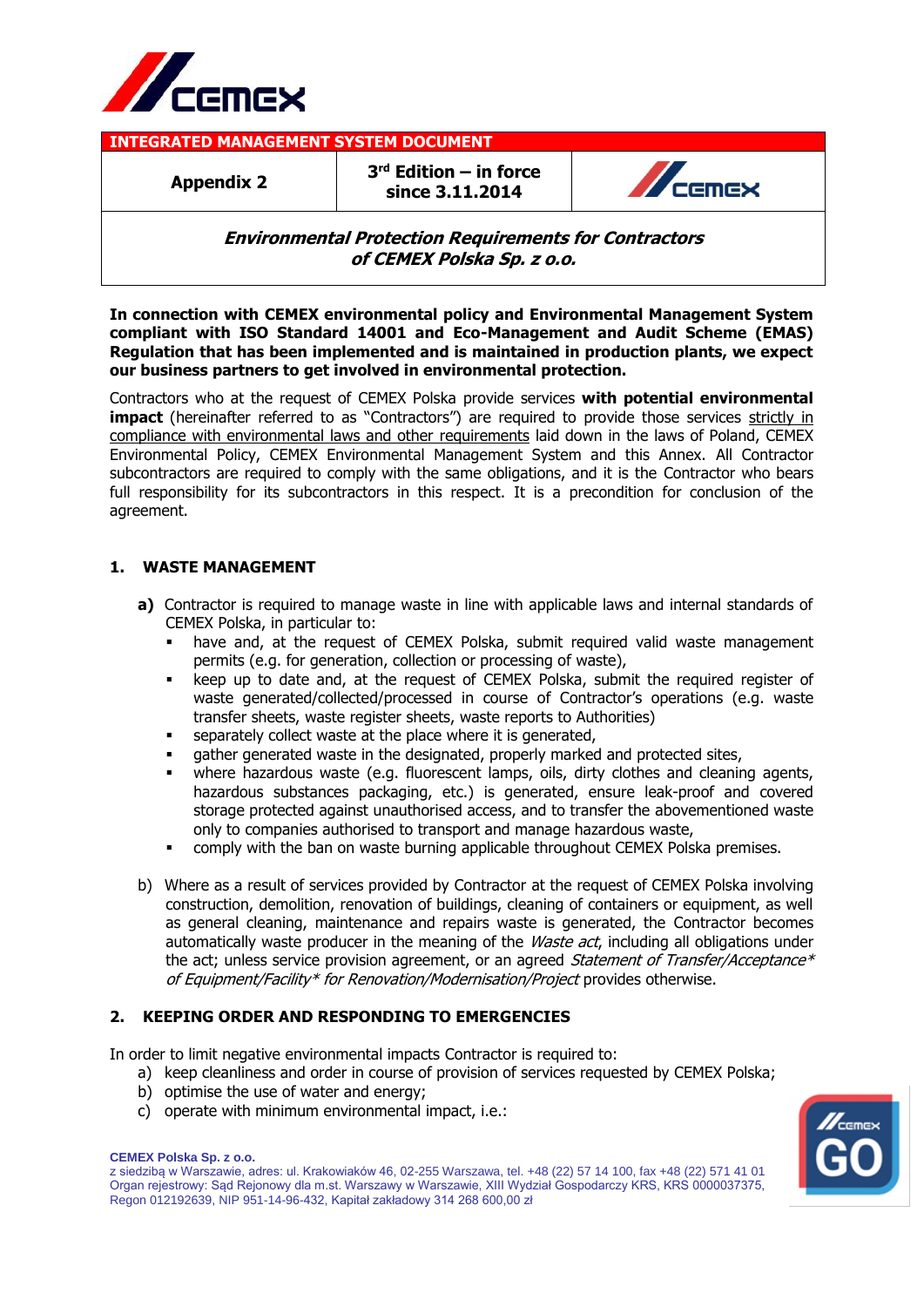**INTEGRATED MANAGEMENT SYSTEM DOCUMENT**

| Appendix 2 | 3rd Edition – in force since 3.11.2014 | CEMEX |
|---|---|---|

***Environmental Protection Requirements for Contractors of CEMEX Polska Sp. z o.o.***

**In connection with CEMEX environmental policy and Environmental Management System compliant with ISO Standard 14001 and Eco-Management and Audit Scheme (EMAS) Regulation that has been implemented and is maintained in production plants, we expect our business partners to get involved in environmental protection.**

Contractors who at the request of CEMEX Polska provide services **with potential environmental impact** (hereinafter referred to as "Contractors") are required to provide those services strictly in compliance with environmental laws and other requirements laid down in the laws of Poland, CEMEX Environmental Policy, CEMEX Environmental Management System and this Annex. All Contractor subcontractors are required to comply with the same obligations, and it is the Contractor who bears full responsibility for its subcontractors in this respect. It is a precondition for conclusion of the agreement.

## 1. WASTE MANAGEMENT

**a)** Contractor is required to manage waste in line with applicable laws and internal standards of CEMEX Polska, in particular to:

- have and, at the request of CEMEX Polska, submit required valid waste management permits (e.g. for generation, collection or processing of waste),
- keep up to date and, at the request of CEMEX Polska, submit the required register of waste generated/collected/processed in course of Contractor's operations (e.g. waste transfer sheets, waste register sheets, waste reports to Authorities)
- separately collect waste at the place where it is generated,
- gather generated waste in the designated, properly marked and protected sites,
- where hazardous waste (e.g. fluorescent lamps, oils, dirty clothes and cleaning agents, hazardous substances packaging, etc.) is generated, ensure leak-proof and covered storage protected against unauthorised access, and to transfer the abovementioned waste only to companies authorised to transport and manage hazardous waste,
- comply with the ban on waste burning applicable throughout CEMEX Polska premises.

b) Where as a result of services provided by Contractor at the request of CEMEX Polska involving construction, demolition, renovation of buildings, cleaning of containers or equipment, as well as general cleaning, maintenance and repairs waste is generated, the Contractor becomes automatically waste producer in the meaning of the *Waste act*, including all obligations under the act; unless service provision agreement, or an agreed *Statement of Transfer/Acceptance\* of Equipment/Facility\* for Renovation/Modernisation/Project* provides otherwise.

## 2. KEEPING ORDER AND RESPONDING TO EMERGENCIES

In order to limit negative environmental impacts Contractor is required to:

a) keep cleanliness and order in course of provision of services requested by CEMEX Polska;
b) optimise the use of water and energy;
c) operate with minimum environmental impact, i.e.:

**CEMEX Polska Sp. z o.o.**
z siedzibą w Warszawie, adres: ul. Krakowiaków 46, 02-255 Warszawa, tel. +48 (22) 57 14 100, fax +48 (22) 571 41 01
Organ rejestrowy: Sąd Rejonowy dla m.st. Warszawy w Warszawie, XIII Wydział Gospodarczy KRS, KRS 0000037375, Regon 012192639, NIP 951-14-96-432, Kapitał zakładowy 314 268 600,00 zł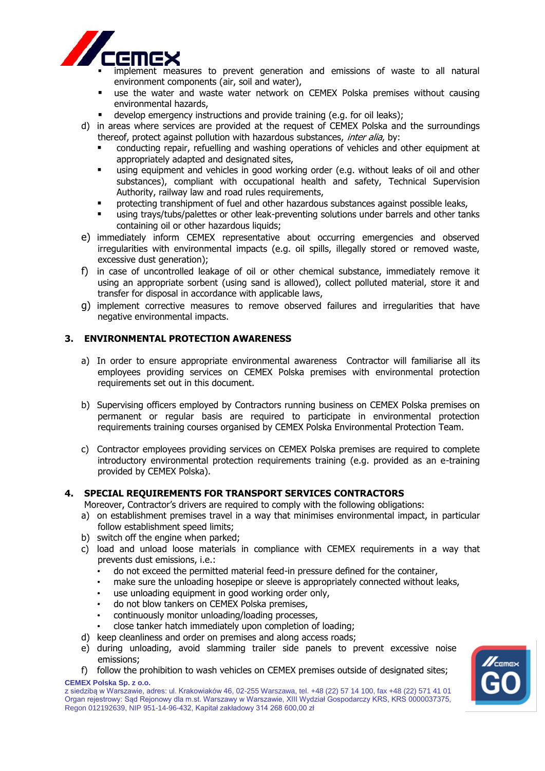- implement measures to prevent generation and emissions of waste to all natural environment components (air, soil and water),
- use the water and waste water network on CEMEX Polska premises without causing environmental hazards,
- develop emergency instructions and provide training (e.g. for oil leaks);

d) in areas where services are provided at the request of CEMEX Polska and the surroundings thereof, protect against pollution with hazardous substances, *inter alia*, by:
   - conducting repair, refuelling and washing operations of vehicles and other equipment at appropriately adapted and designated sites,
   - using equipment and vehicles in good working order (e.g. without leaks of oil and other substances), compliant with occupational health and safety, Technical Supervision Authority, railway law and road rules requirements,
   - protecting transhipment of fuel and other hazardous substances against possible leaks,
   - using trays/tubs/palettes or other leak-preventing solutions under barrels and other tanks containing oil or other hazardous liquids;

e) immediately inform CEMEX representative about occurring emergencies and observed irregularities with environmental impacts (e.g. oil spills, illegally stored or removed waste, excessive dust generation);

f) in case of uncontrolled leakage of oil or other chemical substance, immediately remove it using an appropriate sorbent (using sand is allowed), collect polluted material, store it and transfer for disposal in accordance with applicable laws,

g) implement corrective measures to remove observed failures and irregularities that have negative environmental impacts.

## 3. ENVIRONMENTAL PROTECTION AWARENESS

a) In order to ensure appropriate environmental awareness Contractor will familiarise all its employees providing services on CEMEX Polska premises with environmental protection requirements set out in this document.

b) Supervising officers employed by Contractors running business on CEMEX Polska premises on permanent or regular basis are required to participate in environmental protection requirements training courses organised by CEMEX Polska Environmental Protection Team.

c) Contractor employees providing services on CEMEX Polska premises are required to complete introductory environmental protection requirements training (e.g. provided as an e-training provided by CEMEX Polska).

## 4. SPECIAL REQUIREMENTS FOR TRANSPORT SERVICES CONTRACTORS

Moreover, Contractor's drivers are required to comply with the following obligations:

a) on establishment premises travel in a way that minimises environmental impact, in particular follow establishment speed limits;

b) switch off the engine when parked;

c) load and unload loose materials in compliance with CEMEX requirements in a way that prevents dust emissions, i.e.:
   - do not exceed the permitted material feed-in pressure defined for the container,
   - make sure the unloading hosepipe or sleeve is appropriately connected without leaks,
   - use unloading equipment in good working order only,
   - do not blow tankers on CEMEX Polska premises,
   - continuously monitor unloading/loading processes,
   - close tanker hatch immediately upon completion of loading;

d) keep cleanliness and order on premises and along access roads;

e) during unloading, avoid slamming trailer side panels to prevent excessive noise emissions;

f) follow the prohibition to wash vehicles on CEMEX premises outside of designated sites;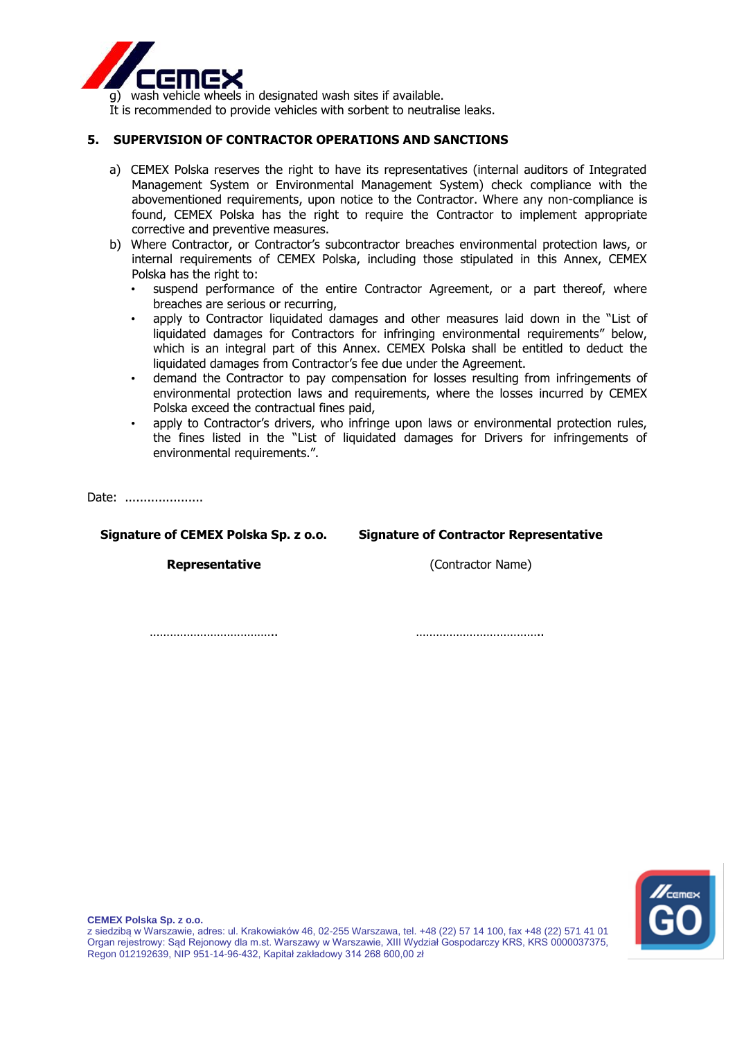g) wash vehicle wheels in designated wash sites if available.

It is recommended to provide vehicles with sorbent to neutralise leaks.

## 5. SUPERVISION OF CONTRACTOR OPERATIONS AND SANCTIONS

a) CEMEX Polska reserves the right to have its representatives (internal auditors of Integrated Management System or Environmental Management System) check compliance with the abovementioned requirements, upon notice to the Contractor. Where any non-compliance is found, CEMEX Polska has the right to require the Contractor to implement appropriate corrective and preventive measures.

b) Where Contractor, or Contractor's subcontractor breaches environmental protection laws, or internal requirements of CEMEX Polska, including those stipulated in this Annex, CEMEX Polska has the right to:
   - suspend performance of the entire Contractor Agreement, or a part thereof, where breaches are serious or recurring,
   - apply to Contractor liquidated damages and other measures laid down in the "List of liquidated damages for Contractors for infringing environmental requirements" below, which is an integral part of this Annex. CEMEX Polska shall be entitled to deduct the liquidated damages from Contractor's fee due under the Agreement.
   - demand the Contractor to pay compensation for losses resulting from infringements of environmental protection laws and requirements, where the losses incurred by CEMEX Polska exceed the contractual fines paid,
   - apply to Contractor's drivers, who infringe upon laws or environmental protection rules, the fines listed in the "List of liquidated damages for Drivers for infringements of environmental requirements.".

Date: .....................

| **Signature of CEMEX Polska Sp. z o.o. Representative** | **Signature of Contractor Representative** (Contractor Name) |
|---|---|
| ……………………………….. | ……………………………….. |